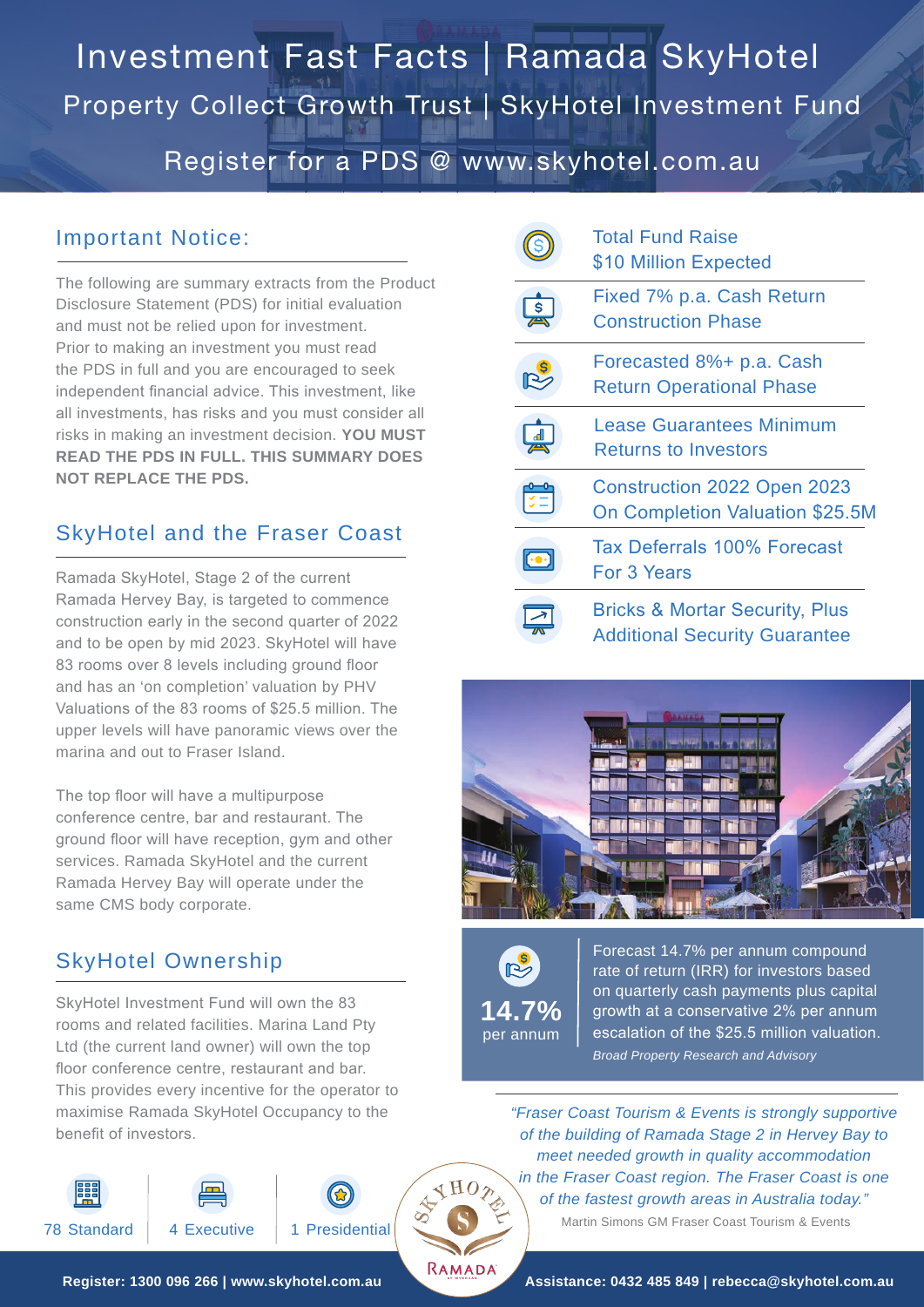# Investment Fast Facts | Ramada SkyHotel

## Property Collect Growth Trust | SkyHotel Investment Fund

Register for a PDS @ www.skyhotel.com.au

## Important Notice:

The following are summary extracts from the Product Disclosure Statement (PDS) for initial evaluation and must not be relied upon for investment. Prior to making an investment you must read the PDS in full and you are encouraged to seek independent financial advice. This investment, like all investments, has risks and you must consider all risks in making an investment decision. **YOU MUST READ THE PDS IN FULL. THIS SUMMARY DOES NOT REPLACE THE PDS.**

## SkyHotel and the Fraser Coast

Ramada SkyHotel, Stage 2 of the current Ramada Hervey Bay, is targeted to commence construction early in the second quarter of 2022 and to be open by mid 2023. SkyHotel will have 83 rooms over 8 levels including ground floor and has an 'on completion' valuation by PHV Valuations of the 83 rooms of $25.5 million. The upper levels will have panoramic views over the marina and out to Fraser Island.

The top floor will have a multipurpose conference centre, bar and restaurant. The ground floor will have reception, gym and other services. Ramada SkyHotel and the current Ramada Hervey Bay will operate under the same CMS body corporate.

## SkyHotel Ownership

SkyHotel Investment Fund will own the 83 rooms and related facilities. Marina Land Pty Ltd (the current land owner) will own the top floor conference centre, restaurant and bar. This provides every incentive for the operator to maximise Ramada SkyHotel Occupancy to the benefit of investors.

78 Standard | 4 Executive | 1 Presidential

- Total Fund Raise $10 Million Expected
- Fixed 7% p.a. Cash Return Construction Phase
- Forecasted 8%+ p.a. Cash Return Operational Phase
- Lease Guarantees Minimum Returns to Investors
- Construction 2022 Open 2023 On Completion Valuation $25.5M
- Tax Deferrals 100% Forecast For 3 Years
- Bricks & Mortar Security, Plus Additional Security Guarantee

**14.7%** per annum

Forecast 14.7% per annum compound rate of return (IRR) for investors based on quarterly cash payments plus capital growth at a conservative 2% per annum escalation of the $25.5 million valuation.

*Broad Property Research and Advisory*

*"Fraser Coast Tourism & Events is strongly supportive of the building of Ramada Stage 2 in Hervey Bay to meet needed growth in quality accommodation in the Fraser Coast region. The Fraser Coast is one of the fastest growth areas in Australia today."*

Martin Simons GM Fraser Coast Tourism & Events

SkyHotel Ramada

**Register: 1300 096 266 | www.skyhotel.com.au**

**Assistance: 0432 485 849 | rebecca@skyhotel.com.au**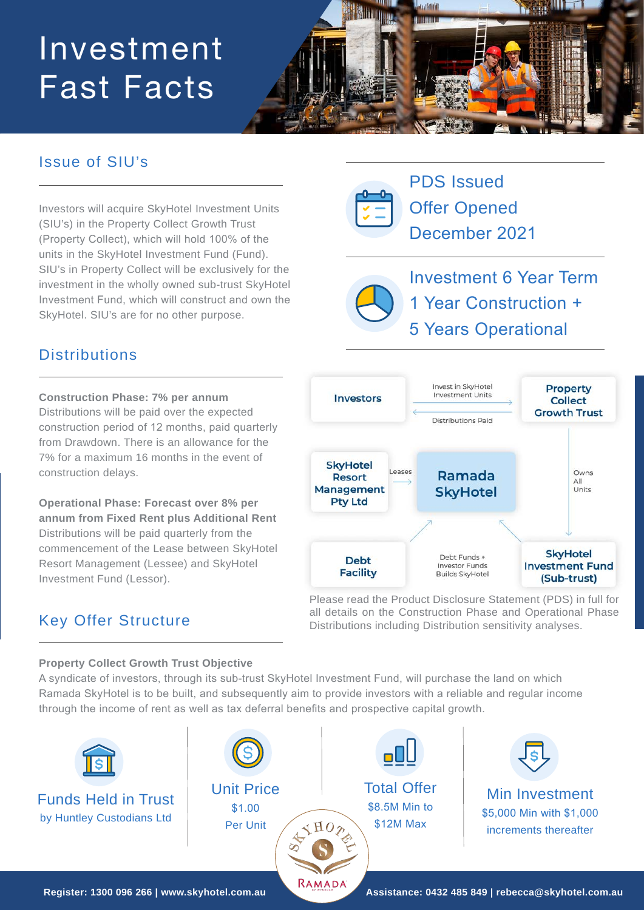# Investment Fast Facts

## Issue of SIU's

Investors will acquire SkyHotel Investment Units (SIU's) in the Property Collect Growth Trust (Property Collect), which will hold 100% of the units in the SkyHotel Investment Fund (Fund). SIU's in Property Collect will be exclusively for the investment in the wholly owned sub-trust SkyHotel Investment Fund, which will construct and own the SkyHotel. SIU's are for no other purpose.

PDS Issued
Offer Opened
December 2021

Investment 6 Year Term
1 Year Construction +
5 Years Operational

## Distributions

**Construction Phase: 7% per annum**
Distributions will be paid over the expected construction period of 12 months, paid quarterly from Drawdown. There is an allowance for the 7% for a maximum 16 months in the event of construction delays.

**Operational Phase: Forecast over 8% per annum from Fixed Rent plus Additional Rent**
Distributions will be paid quarterly from the commencement of the Lease between SkyHotel Resort Management (Lessee) and SkyHotel Investment Fund (Lessor).

- Investors → Invest in SkyHotel Investment Units → Property Collect Growth Trust
- Property Collect Growth Trust → Distributions Paid → Investors
- Property Collect Growth Trust → Owns All Units → SkyHotel Investment Fund (Sub-trust)
- SkyHotel Resort Management Pty Ltd → Leases → Ramada SkyHotel
- Debt Facility / SkyHotel Investment Fund (Sub-trust) → Debt Funds + Investor Funds Builds SkyHotel → Ramada SkyHotel

Please read the Product Disclosure Statement (PDS) in full for all details on the Construction Phase and Operational Phase Distributions including Distribution sensitivity analyses.

## Key Offer Structure

**Property Collect Growth Trust Objective**
A syndicate of investors, through its sub-trust SkyHotel Investment Fund, will purchase the land on which Ramada SkyHotel is to be built, and subsequently aim to provide investors with a reliable and regular income through the income of rent as well as tax deferral benefits and prospective capital growth.

**Funds Held in Trust**
by Huntley Custodians Ltd

**Unit Price**
$1.00
Per Unit

**Total Offer**
$8.5M Min to
$12M Max

**Min Investment**
$5,000 Min with $1,000 increments thereafter

Register: 1300 096 266 | www.skyhotel.com.au

Assistance: 0432 485 849 | rebecca@skyhotel.com.au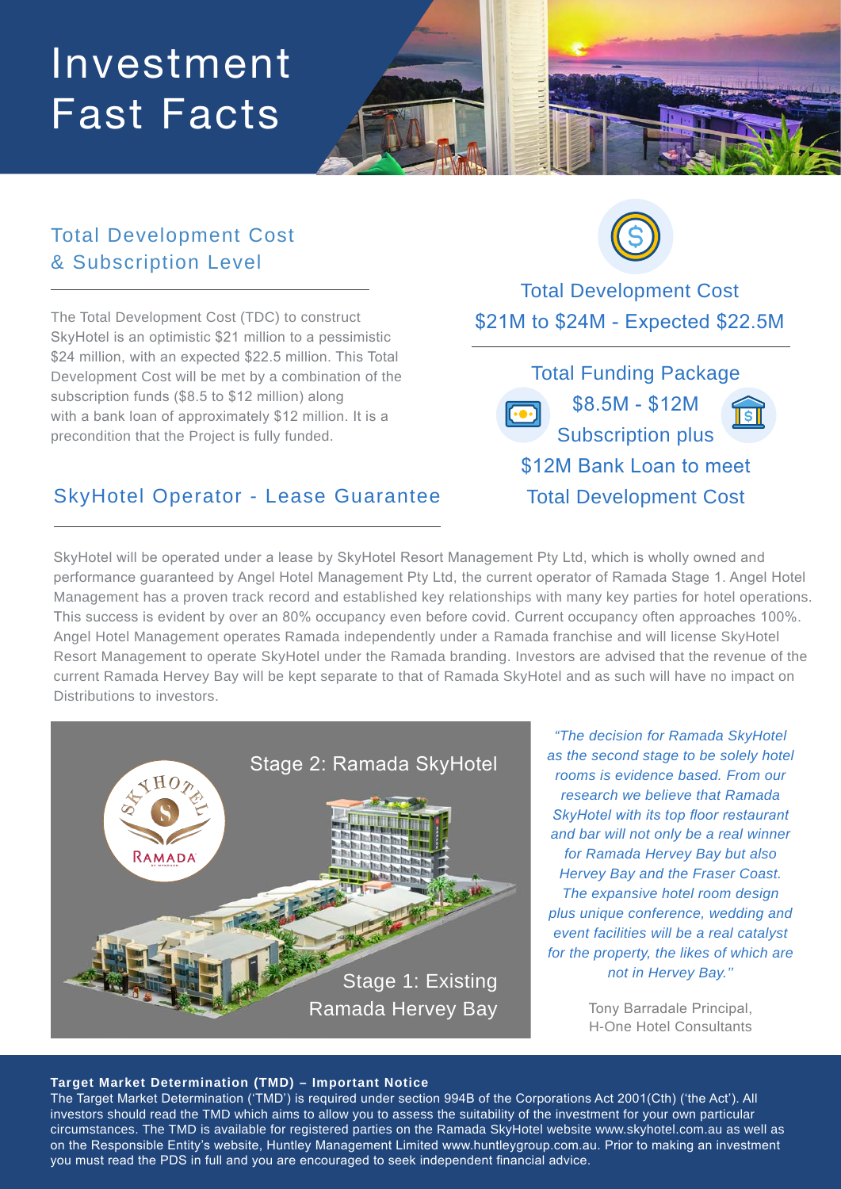# Investment Fast Facts

## Total Development Cost & Subscription Level

The Total Development Cost (TDC) to construct SkyHotel is an optimistic $21 million to a pessimistic $24 million, with an expected $22.5 million. This Total Development Cost will be met by a combination of the subscription funds ($8.5 to $12 million) along with a bank loan of approximately $12 million. It is a precondition that the Project is fully funded.

**Total Development Cost**
**$21M to $24M - Expected $22.5M**

**Total Funding Package**
**$8.5M - $12M Subscription plus $12M Bank Loan to meet Total Development Cost**

## SkyHotel Operator - Lease Guarantee

SkyHotel will be operated under a lease by SkyHotel Resort Management Pty Ltd, which is wholly owned and performance guaranteed by Angel Hotel Management Pty Ltd, the current operator of Ramada Stage 1. Angel Hotel Management has a proven track record and established key relationships with many key parties for hotel operations. This success is evident by over an 80% occupancy even before covid. Current occupancy often approaches 100%. Angel Hotel Management operates Ramada independently under a Ramada franchise and will license SkyHotel Resort Management to operate SkyHotel under the Ramada branding. Investors are advised that the revenue of the current Ramada Hervey Bay will be kept separate to that of Ramada SkyHotel and as such will have no impact on Distributions to investors.

Stage 2: Ramada SkyHotel

Stage 1: Existing Ramada Hervey Bay

*"The decision for Ramada SkyHotel as the second stage to be solely hotel rooms is evidence based. From our research we believe that Ramada SkyHotel with its top floor restaurant and bar will not only be a real winner for Ramada Hervey Bay but also Hervey Bay and the Fraser Coast. The expansive hotel room design plus unique conference, wedding and event facilities will be a real catalyst for the property, the likes of which are not in Hervey Bay."*

Tony Barradale Principal,
H-One Hotel Consultants

**Target Market Determination (TMD) – Important Notice**

The Target Market Determination ('TMD') is required under section 994B of the Corporations Act 2001(Cth) ('the Act'). All investors should read the TMD which aims to allow you to assess the suitability of the investment for your own particular circumstances. The TMD is available for registered parties on the Ramada SkyHotel website www.skyhotel.com.au as well as on the Responsible Entity's website, Huntley Management Limited www.huntleygroup.com.au. Prior to making an investment you must read the PDS in full and you are encouraged to seek independent financial advice.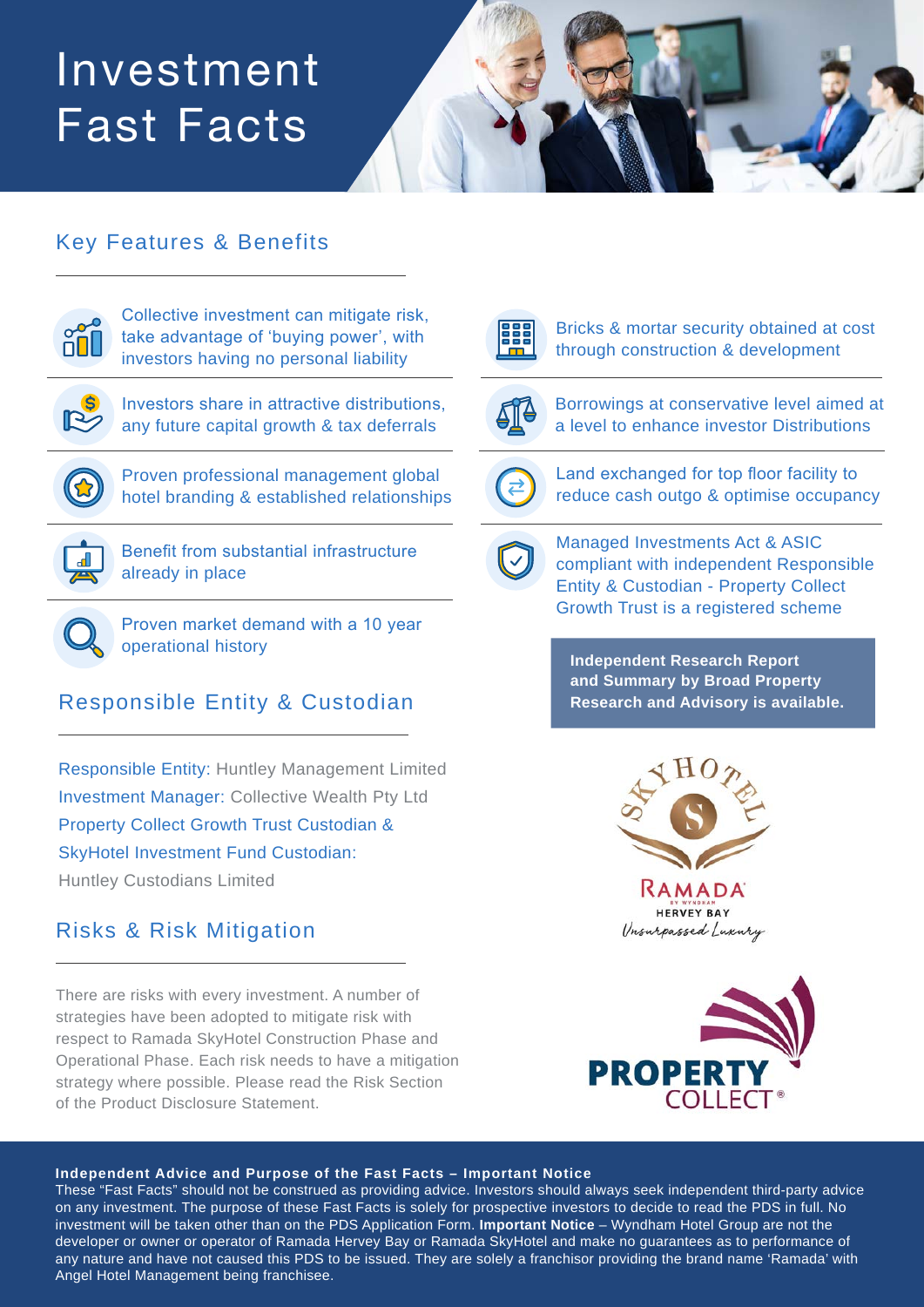# Investment Fast Facts

## Key Features & Benefits

- Collective investment can mitigate risk, take advantage of 'buying power', with investors having no personal liability
- Investors share in attractive distributions, any future capital growth & tax deferrals
- Proven professional management global hotel branding & established relationships
- Benefit from substantial infrastructure already in place
- Proven market demand with a 10 year operational history
- Bricks & mortar security obtained at cost through construction & development
- Borrowings at conservative level aimed at a level to enhance investor Distributions
- Land exchanged for top floor facility to reduce cash outgo & optimise occupancy
- Managed Investments Act & ASIC compliant with independent Responsible Entity & Custodian - Property Collect Growth Trust is a registered scheme

**Independent Research Report and Summary by Broad Property Research and Advisory is available.**

## Responsible Entity & Custodian

Responsible Entity: Huntley Management Limited
Investment Manager: Collective Wealth Pty Ltd
Property Collect Growth Trust Custodian & SkyHotel Investment Fund Custodian: Huntley Custodians Limited

## Risks & Risk Mitigation

There are risks with every investment. A number of strategies have been adopted to mitigate risk with respect to Ramada SkyHotel Construction Phase and Operational Phase. Each risk needs to have a mitigation strategy where possible. Please read the Risk Section of the Product Disclosure Statement.

SKYHOTEL
RAMADA BY WYNDHAM
HERVEY BAY
Unsurpassed Luxury

PROPERTY COLLECT®

**Independent Advice and Purpose of the Fast Facts – Important Notice**

These "Fast Facts" should not be construed as providing advice. Investors should always seek independent third-party advice on any investment. The purpose of these Fast Facts is solely for prospective investors to decide to read the PDS in full. No investment will be taken other than on the PDS Application Form. **Important Notice** – Wyndham Hotel Group are not the developer or owner or operator of Ramada Hervey Bay or Ramada SkyHotel and make no guarantees as to performance of any nature and have not caused this PDS to be issued. They are solely a franchisor providing the brand name 'Ramada' with Angel Hotel Management being franchisee.